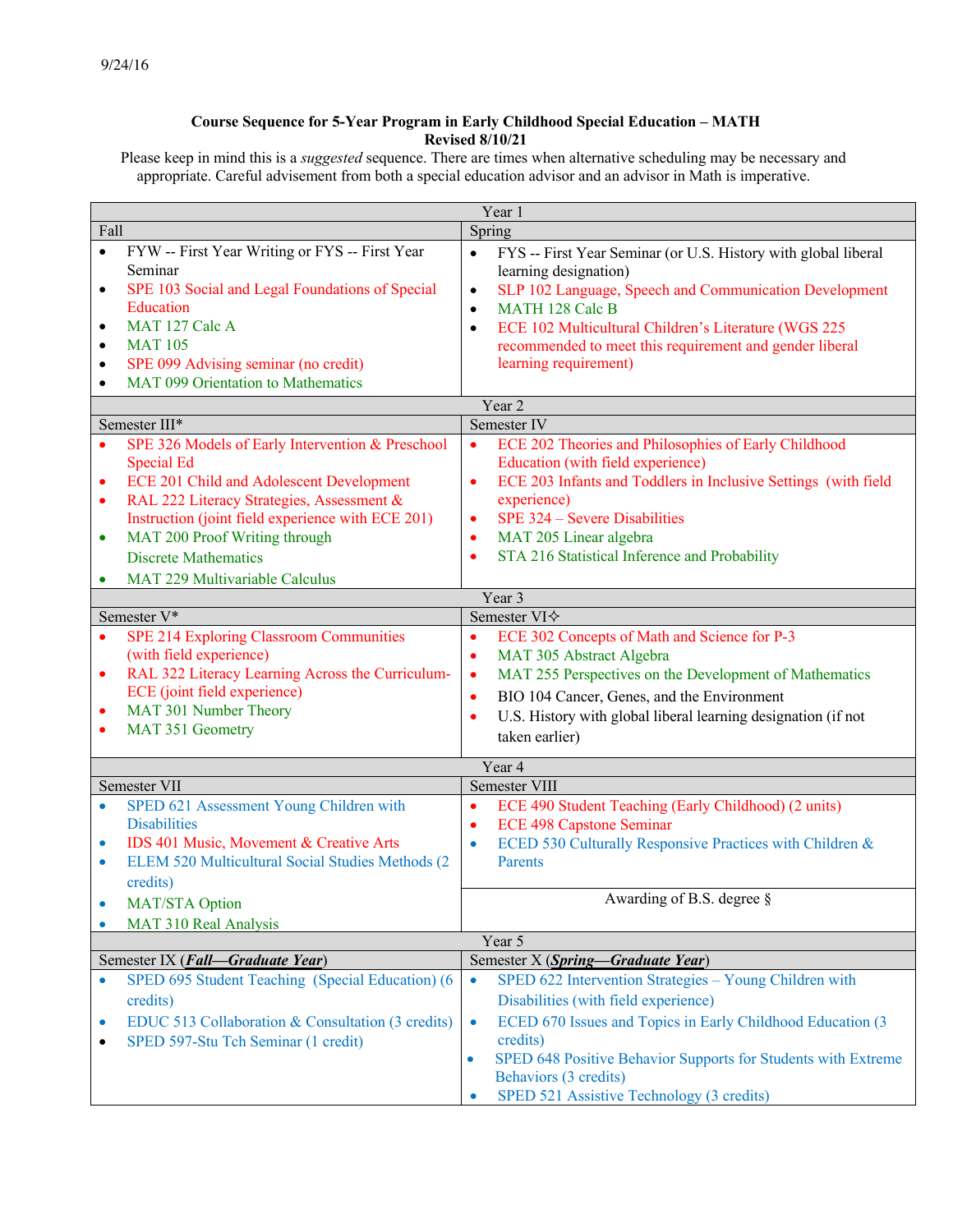9/24/16

**Course Sequence for 5-Year Program in Early Childhood Special Education – MATH**
**Revised 8/10/21**

Please keep in mind this is a *suggested* sequence. There are times when alternative scheduling may be necessary and appropriate. Careful advisement from both a special education advisor and an advisor in Math is imperative.

| Year 1 | |
|---|---|
| Fall | Spring |
| • FYW -- First Year Writing or FYS -- First Year Seminar<br>• SPE 103 Social and Legal Foundations of Special Education<br>• MAT 127 Calc A<br>• MAT 105<br>• SPE 099 Advising seminar (no credit)<br>• MAT 099 Orientation to Mathematics | • FYS -- First Year Seminar (or U.S. History with global liberal learning designation)<br>• SLP 102 Language, Speech and Communication Development<br>• MATH 128 Calc B<br>• ECE 102 Multicultural Children's Literature (WGS 225 recommended to meet this requirement and gender liberal learning requirement) |
| **Year 2** | |
| Semester III* | Semester IV |
| • SPE 326 Models of Early Intervention & Preschool Special Ed<br>• ECE 201 Child and Adolescent Development<br>• RAL 222 Literacy Strategies, Assessment & Instruction (joint field experience with ECE 201)<br>• MAT 200 Proof Writing through Discrete Mathematics<br>• MAT 229 Multivariable Calculus | • ECE 202 Theories and Philosophies of Early Childhood Education (with field experience)<br>• ECE 203 Infants and Toddlers in Inclusive Settings (with field experience)<br>• SPE 324 – Severe Disabilities<br>• MAT 205 Linear algebra<br>• STA 216 Statistical Inference and Probability |
| **Year 3** | |
| Semester V* | Semester VI✧ |
| • SPE 214 Exploring Classroom Communities (with field experience)<br>• RAL 322 Literacy Learning Across the Curriculum-ECE (joint field experience)<br>• MAT 301 Number Theory<br>• MAT 351 Geometry | • ECE 302 Concepts of Math and Science for P-3<br>• MAT 305 Abstract Algebra<br>• MAT 255 Perspectives on the Development of Mathematics<br>• BIO 104 Cancer, Genes, and the Environment<br>• U.S. History with global liberal learning designation (if not taken earlier) |
| **Year 4** | |
| Semester VII | Semester VIII |
| • SPED 621 Assessment Young Children with Disabilities<br>• IDS 401 Music, Movement & Creative Arts<br>• ELEM 520 Multicultural Social Studies Methods (2 credits)<br>• MAT/STA Option<br>• MAT 310 Real Analysis | • ECE 490 Student Teaching (Early Childhood) (2 units)<br>• ECE 498 Capstone Seminar<br>• ECED 530 Culturally Responsive Practices with Children & Parents<br><br>Awarding of B.S. degree § |
| **Year 5** | |
| Semester IX (***Fall—Graduate Year***) | Semester X (***Spring—Graduate Year***) |
| • SPED 695 Student Teaching (Special Education) (6 credits)<br>• EDUC 513 Collaboration & Consultation (3 credits)<br>• SPED 597-Stu Tch Seminar (1 credit) | • SPED 622 Intervention Strategies – Young Children with Disabilities (with field experience)<br>• ECED 670 Issues and Topics in Early Childhood Education (3 credits)<br>• SPED 648 Positive Behavior Supports for Students with Extreme Behaviors (3 credits)<br>• SPED 521 Assistive Technology (3 credits) |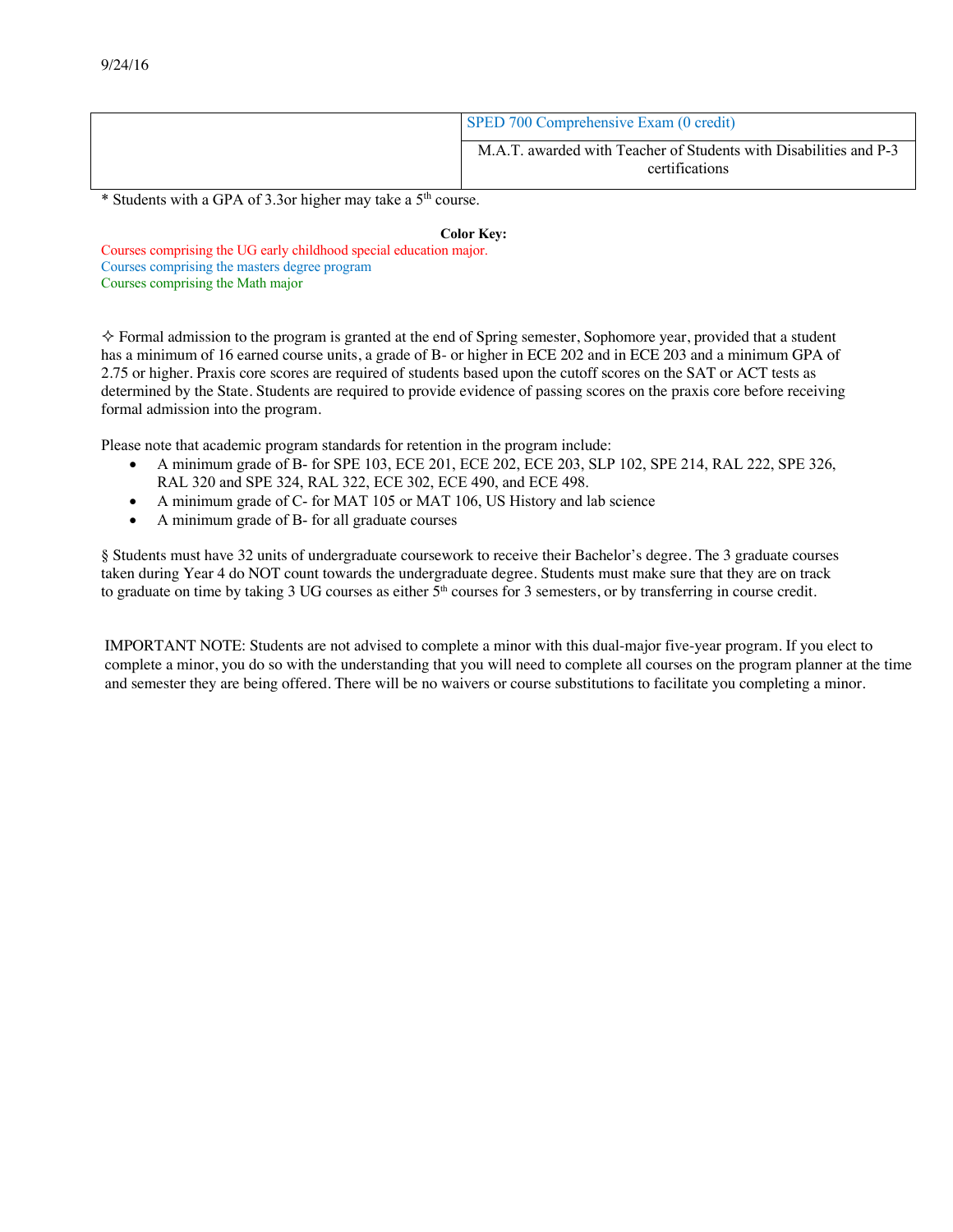9/24/16

| | |
|---|---|
| | SPED 700 Comprehensive Exam (0 credit) |
| | M.A.T. awarded with Teacher of Students with Disabilities and P-3 certifications |

\* Students with a GPA of 3.3or higher may take a 5th course.

**Color Key:**

Courses comprising the UG early childhood special education major.
Courses comprising the masters degree program
Courses comprising the Math major

✧ Formal admission to the program is granted at the end of Spring semester, Sophomore year, provided that a student has a minimum of 16 earned course units, a grade of B- or higher in ECE 202 and in ECE 203 and a minimum GPA of 2.75 or higher. Praxis core scores are required of students based upon the cutoff scores on the SAT or ACT tests as determined by the State. Students are required to provide evidence of passing scores on the praxis core before receiving formal admission into the program.

Please note that academic program standards for retention in the program include:

- A minimum grade of B- for SPE 103, ECE 201, ECE 202, ECE 203, SLP 102, SPE 214, RAL 222, SPE 326, RAL 320 and SPE 324, RAL 322, ECE 302, ECE 490, and ECE 498.
- A minimum grade of C- for MAT 105 or MAT 106, US History and lab science
- A minimum grade of B- for all graduate courses

§ Students must have 32 units of undergraduate coursework to receive their Bachelor's degree. The 3 graduate courses taken during Year 4 do NOT count towards the undergraduate degree. Students must make sure that they are on track to graduate on time by taking 3 UG courses as either 5th courses for 3 semesters, or by transferring in course credit.

IMPORTANT NOTE: Students are not advised to complete a minor with this dual-major five-year program. If you elect to complete a minor, you do so with the understanding that you will need to complete all courses on the program planner at the time and semester they are being offered. There will be no waivers or course substitutions to facilitate you completing a minor.